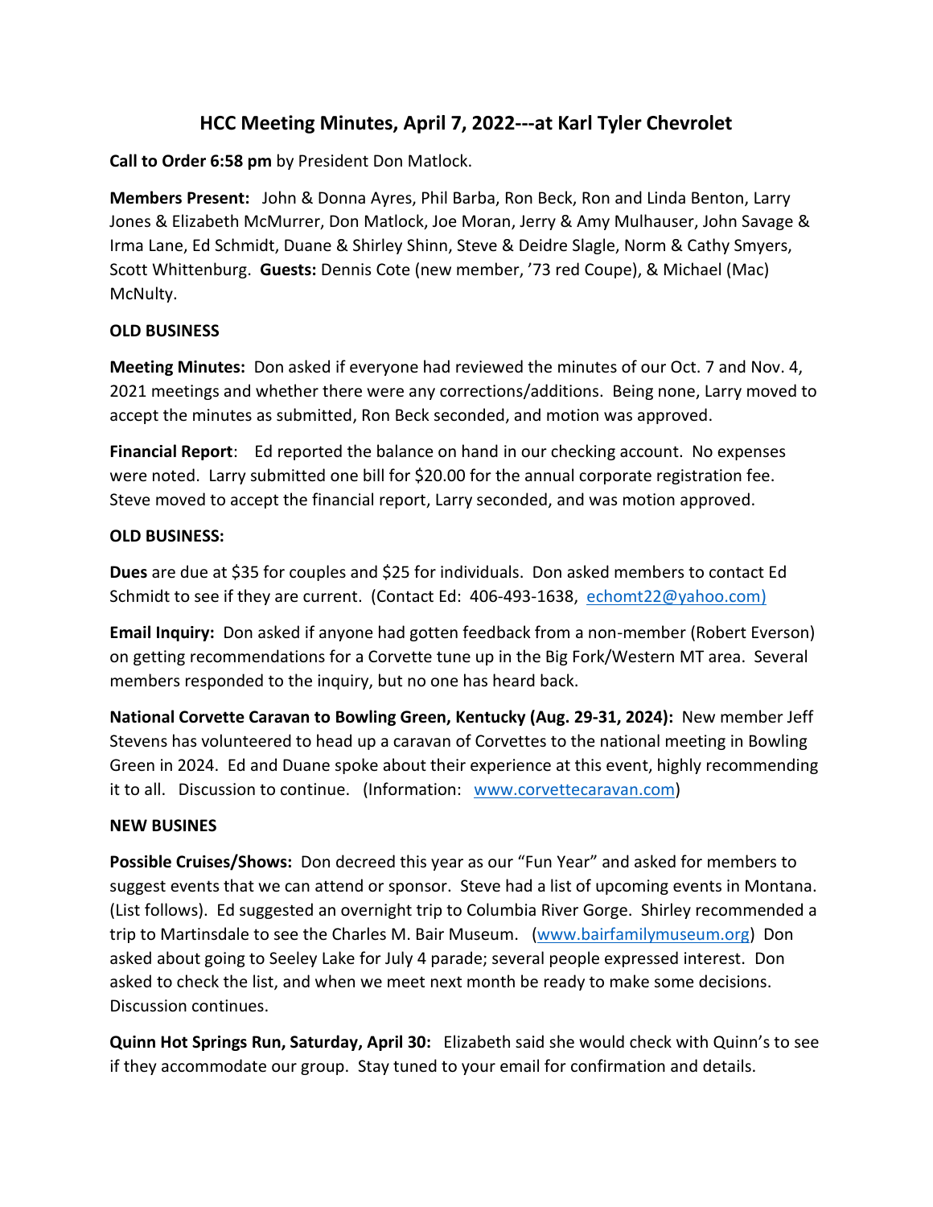# HCC Meeting Minutes, April 7, 2022---at Karl Tyler Chevrolet

**Call to Order 6:58 pm** by President Don Matlock.

**Members Present:** John & Donna Ayres, Phil Barba, Ron Beck, Ron and Linda Benton, Larry Jones & Elizabeth McMurrer, Don Matlock, Joe Moran, Jerry & Amy Mulhauser, John Savage & Irma Lane, Ed Schmidt, Duane & Shirley Shinn, Steve & Deidre Slagle, Norm & Cathy Smyers, Scott Whittenburg. **Guests:** Dennis Cote (new member, '73 red Coupe), & Michael (Mac) McNulty.

**OLD BUSINESS**

**Meeting Minutes:** Don asked if everyone had reviewed the minutes of our Oct. 7 and Nov. 4, 2021 meetings and whether there were any corrections/additions. Being none, Larry moved to accept the minutes as submitted, Ron Beck seconded, and motion was approved.

**Financial Report**: Ed reported the balance on hand in our checking account. No expenses were noted. Larry submitted one bill for $20.00 for the annual corporate registration fee. Steve moved to accept the financial report, Larry seconded, and was motion approved.

**OLD BUSINESS:**

**Dues** are due at $35 for couples and $25 for individuals. Don asked members to contact Ed Schmidt to see if they are current. (Contact Ed: 406-493-1638, echomt22@yahoo.com)

**Email Inquiry:** Don asked if anyone had gotten feedback from a non-member (Robert Everson) on getting recommendations for a Corvette tune up in the Big Fork/Western MT area. Several members responded to the inquiry, but no one has heard back.

**National Corvette Caravan to Bowling Green, Kentucky (Aug. 29-31, 2024):** New member Jeff Stevens has volunteered to head up a caravan of Corvettes to the national meeting in Bowling Green in 2024. Ed and Duane spoke about their experience at this event, highly recommending it to all. Discussion to continue. (Information: www.corvettecaravan.com)

**NEW BUSINES**

**Possible Cruises/Shows:** Don decreed this year as our "Fun Year" and asked for members to suggest events that we can attend or sponsor. Steve had a list of upcoming events in Montana. (List follows). Ed suggested an overnight trip to Columbia River Gorge. Shirley recommended a trip to Martinsdale to see the Charles M. Bair Museum. (www.bairfamilymuseum.org) Don asked about going to Seeley Lake for July 4 parade; several people expressed interest. Don asked to check the list, and when we meet next month be ready to make some decisions. Discussion continues.

**Quinn Hot Springs Run, Saturday, April 30:** Elizabeth said she would check with Quinn's to see if they accommodate our group. Stay tuned to your email for confirmation and details.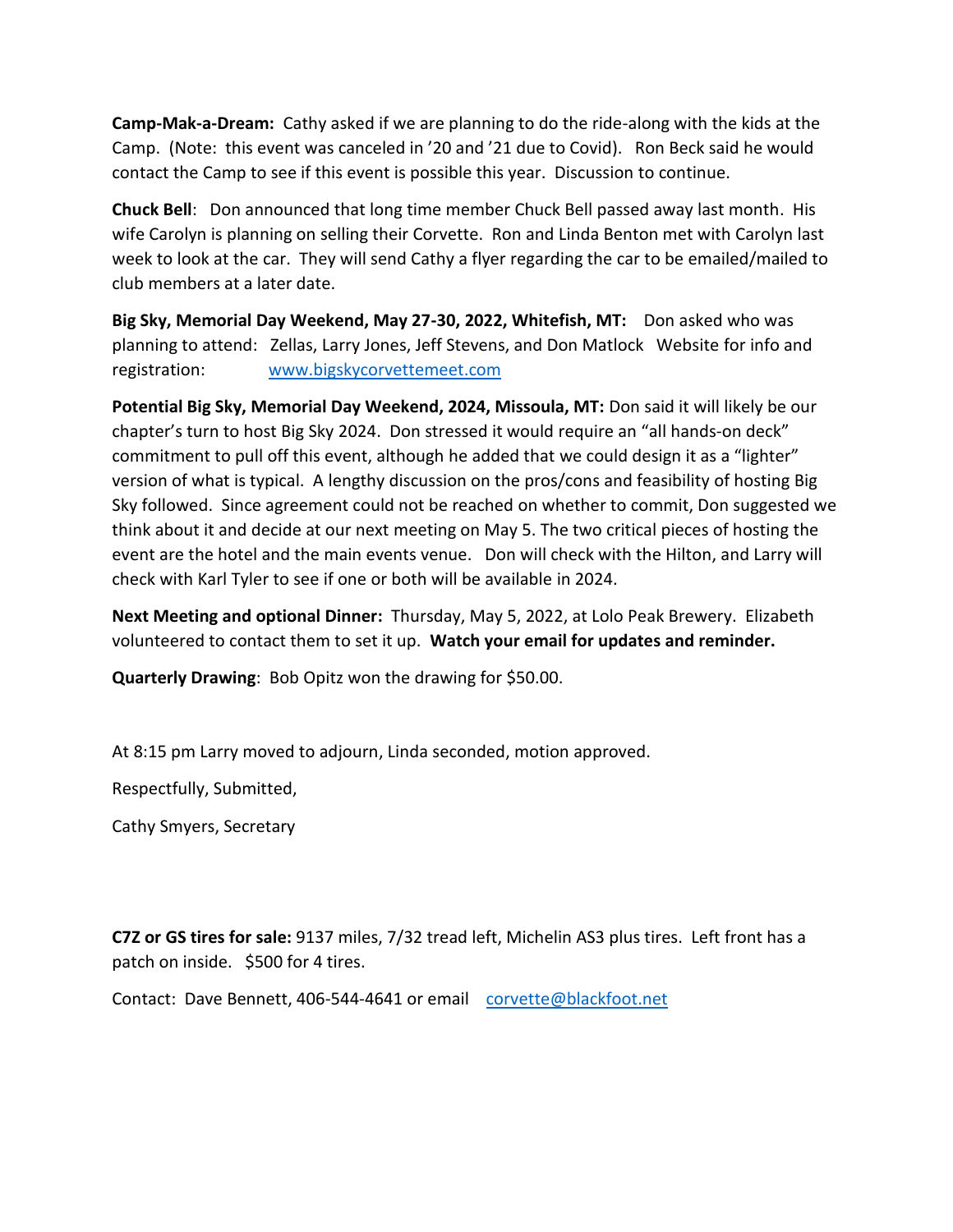**Camp-Mak-a-Dream:** Cathy asked if we are planning to do the ride-along with the kids at the Camp. (Note: this event was canceled in '20 and '21 due to Covid). Ron Beck said he would contact the Camp to see if this event is possible this year. Discussion to continue.

**Chuck Bell**: Don announced that long time member Chuck Bell passed away last month. His wife Carolyn is planning on selling their Corvette. Ron and Linda Benton met with Carolyn last week to look at the car. They will send Cathy a flyer regarding the car to be emailed/mailed to club members at a later date.

**Big Sky, Memorial Day Weekend, May 27-30, 2022, Whitefish, MT:** Don asked who was planning to attend: Zellas, Larry Jones, Jeff Stevens, and Don Matlock Website for info and registration: www.bigskycorvettemeet.com

**Potential Big Sky, Memorial Day Weekend, 2024, Missoula, MT:** Don said it will likely be our chapter's turn to host Big Sky 2024. Don stressed it would require an "all hands-on deck" commitment to pull off this event, although he added that we could design it as a "lighter" version of what is typical. A lengthy discussion on the pros/cons and feasibility of hosting Big Sky followed. Since agreement could not be reached on whether to commit, Don suggested we think about it and decide at our next meeting on May 5. The two critical pieces of hosting the event are the hotel and the main events venue. Don will check with the Hilton, and Larry will check with Karl Tyler to see if one or both will be available in 2024.

**Next Meeting and optional Dinner:** Thursday, May 5, 2022, at Lolo Peak Brewery. Elizabeth volunteered to contact them to set it up. **Watch your email for updates and reminder.**

**Quarterly Drawing**: Bob Opitz won the drawing for $50.00.

At 8:15 pm Larry moved to adjourn, Linda seconded, motion approved.

Respectfully, Submitted,

Cathy Smyers, Secretary

**C7Z or GS tires for sale:** 9137 miles, 7/32 tread left, Michelin AS3 plus tires. Left front has a patch on inside. $500 for 4 tires.

Contact: Dave Bennett, 406-544-4641 or email corvette@blackfoot.net